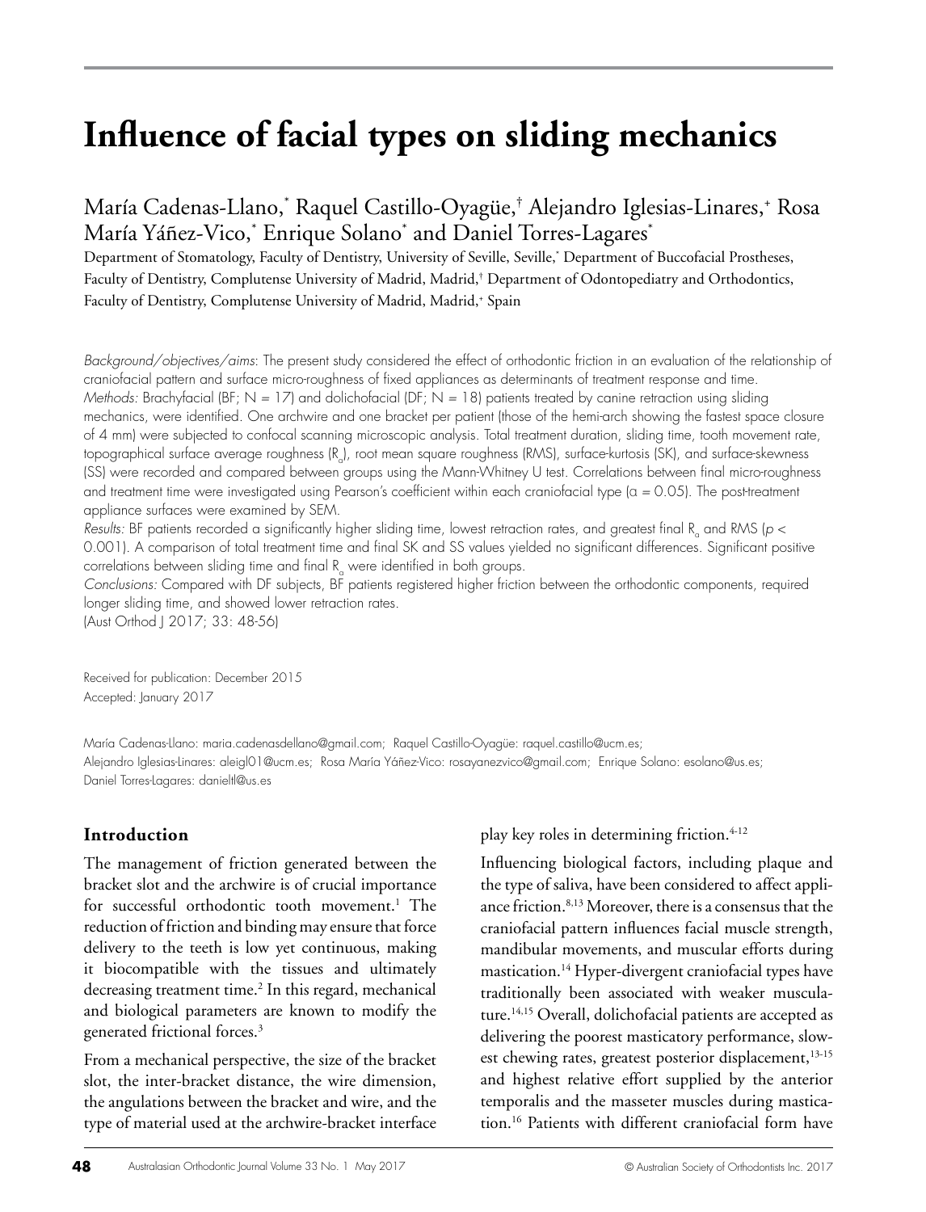# Influence of facial types on sliding mechanics

María Cadenas-Llano,[*] Raquel Castillo-Oyagüe,[†] Alejandro Iglesias-Linares,[+] Rosa María Yáñez-Vico,[*] Enrique Solano[*] and Daniel Torres-Lagares[*]

Department of Stomatology, Faculty of Dentistry, University of Seville, Seville,[*] Department of Buccofacial Prostheses, Faculty of Dentistry, Complutense University of Madrid, Madrid,[†] Department of Odontopediatry and Orthodontics, Faculty of Dentistry, Complutense University of Madrid, Madrid,[+] Spain

*Background/objectives/aims*: The present study considered the effect of orthodontic friction in an evaluation of the relationship of craniofacial pattern and surface micro-roughness of fixed appliances as determinants of treatment response and time.
*Methods:* Brachyfacial (BF; N = 17) and dolichofacial (DF; N = 18) patients treated by canine retraction using sliding mechanics, were identified. One archwire and one bracket per patient (those of the hemi-arch showing the fastest space closure of 4 mm) were subjected to confocal scanning microscopic analysis. Total treatment duration, sliding time, tooth movement rate, topographical surface average roughness ($R_a$), root mean square roughness (RMS), surface-kurtosis (SK), and surface-skewness (SS) were recorded and compared between groups using the Mann-Whitney U test. Correlations between final micro-roughness and treatment time were investigated using Pearson's coefficient within each craniofacial type ($\alpha = 0.05$). The post-treatment appliance surfaces were examined by SEM.
*Results:* BF patients recorded a significantly higher sliding time, lowest retraction rates, and greatest final $R_a$ and RMS ($p < 0.001$). A comparison of total treatment time and final SK and SS values yielded no significant differences. Significant positive correlations between sliding time and final $R_a$ were identified in both groups.
*Conclusions:* Compared with DF subjects, BF patients registered higher friction between the orthodontic components, required longer sliding time, and showed lower retraction rates.
(Aust Orthod J 2017; 33: 48-56)

Received for publication: December 2015
Accepted: January 2017

María Cadenas-Llano: maria.cadenasdellano@gmail.com; Raquel Castillo-Oyagüe: raquel.castillo@ucm.es;
Alejandro Iglesias-Linares: aleigl01@ucm.es; Rosa María Yáñez-Vico: rosayanezvico@gmail.com; Enrique Solano: esolano@us.es;
Daniel Torres-Lagares: danieltl@us.es

## Introduction

The management of friction generated between the bracket slot and the archwire is of crucial importance for successful orthodontic tooth movement.[1] The reduction of friction and binding may ensure that force delivery to the teeth is low yet continuous, making it biocompatible with the tissues and ultimately decreasing treatment time.[2] In this regard, mechanical and biological parameters are known to modify the generated frictional forces.[3]

From a mechanical perspective, the size of the bracket slot, the inter-bracket distance, the wire dimension, the angulations between the bracket and wire, and the type of material used at the archwire-bracket interface play key roles in determining friction.[4-12]

Influencing biological factors, including plaque and the type of saliva, have been considered to affect appliance friction.[8,13] Moreover, there is a consensus that the craniofacial pattern influences facial muscle strength, mandibular movements, and muscular efforts during mastication.[14] Hyper-divergent craniofacial types have traditionally been associated with weaker musculature.[14,15] Overall, dolichofacial patients are accepted as delivering the poorest masticatory performance, slowest chewing rates, greatest posterior displacement,[13-15] and highest relative effort supplied by the anterior temporalis and the masseter muscles during mastication.[16] Patients with different craniofacial form have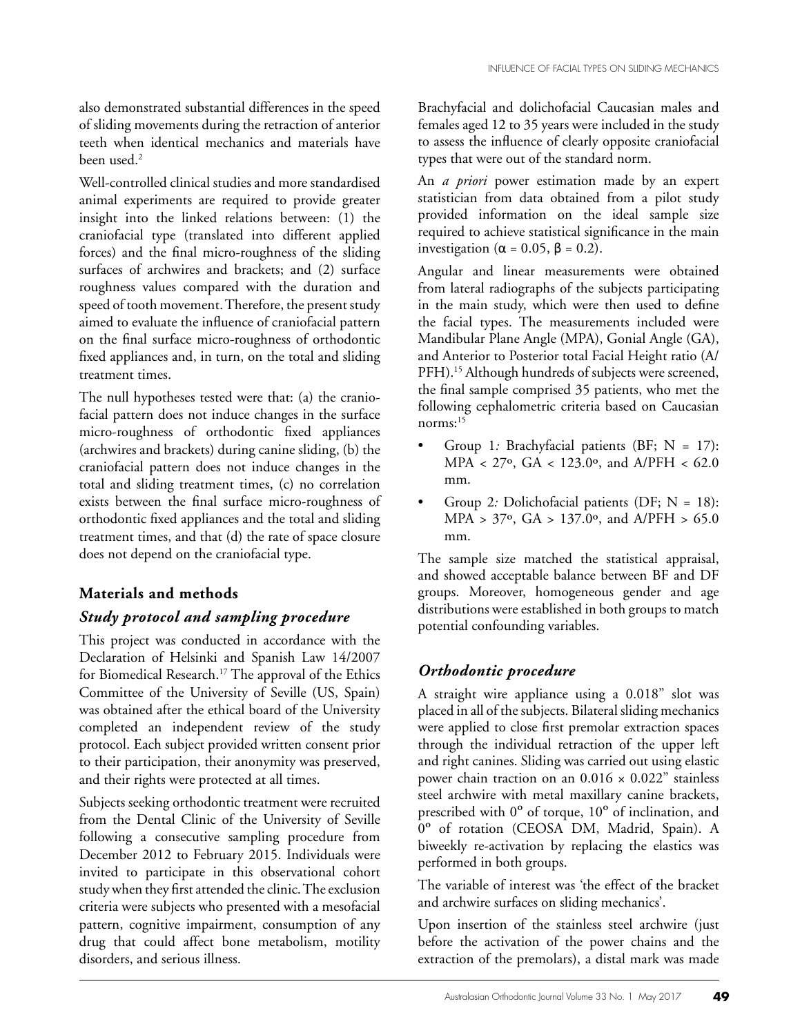also demonstrated substantial differences in the speed of sliding movements during the retraction of anterior teeth when identical mechanics and materials have been used.[2]

Well-controlled clinical studies and more standardised animal experiments are required to provide greater insight into the linked relations between: (1) the craniofacial type (translated into different applied forces) and the final micro-roughness of the sliding surfaces of archwires and brackets; and (2) surface roughness values compared with the duration and speed of tooth movement. Therefore, the present study aimed to evaluate the influence of craniofacial pattern on the final surface micro-roughness of orthodontic fixed appliances and, in turn, on the total and sliding treatment times.

The null hypotheses tested were that: (a) the craniofacial pattern does not induce changes in the surface micro-roughness of orthodontic fixed appliances (archwires and brackets) during canine sliding, (b) the craniofacial pattern does not induce changes in the total and sliding treatment times, (c) no correlation exists between the final surface micro-roughness of orthodontic fixed appliances and the total and sliding treatment times, and that (d) the rate of space closure does not depend on the craniofacial type.

## Materials and methods

### *Study protocol and sampling procedure*

This project was conducted in accordance with the Declaration of Helsinki and Spanish Law 14/2007 for Biomedical Research.[17] The approval of the Ethics Committee of the University of Seville (US, Spain) was obtained after the ethical board of the University completed an independent review of the study protocol. Each subject provided written consent prior to their participation, their anonymity was preserved, and their rights were protected at all times.

Subjects seeking orthodontic treatment were recruited from the Dental Clinic of the University of Seville following a consecutive sampling procedure from December 2012 to February 2015. Individuals were invited to participate in this observational cohort study when they first attended the clinic. The exclusion criteria were subjects who presented with a mesofacial pattern, cognitive impairment, consumption of any drug that could affect bone metabolism, motility disorders, and serious illness.

Brachyfacial and dolichofacial Caucasian males and females aged 12 to 35 years were included in the study to assess the influence of clearly opposite craniofacial types that were out of the standard norm.

An *a priori* power estimation made by an expert statistician from data obtained from a pilot study provided information on the ideal sample size required to achieve statistical significance in the main investigation ($\alpha = 0.05$, $\beta = 0.2$).

Angular and linear measurements were obtained from lateral radiographs of the subjects participating in the main study, which were then used to define the facial types. The measurements included were Mandibular Plane Angle (MPA), Gonial Angle (GA), and Anterior to Posterior total Facial Height ratio (A/PFH).[15] Although hundreds of subjects were screened, the final sample comprised 35 patients, who met the following cephalometric criteria based on Caucasian norms:[15]

- Group 1*:* Brachyfacial patients (BF; N = 17): MPA < 27º, GA < 123.0º, and A/PFH < 62.0 mm.
- Group 2*:* Dolichofacial patients (DF; N = 18): MPA > 37º, GA > 137.0º, and A/PFH > 65.0 mm.

The sample size matched the statistical appraisal, and showed acceptable balance between BF and DF groups. Moreover, homogeneous gender and age distributions were established in both groups to match potential confounding variables.

### *Orthodontic procedure*

A straight wire appliance using a 0.018" slot was placed in all of the subjects. Bilateral sliding mechanics were applied to close first premolar extraction spaces through the individual retraction of the upper left and right canines. Sliding was carried out using elastic power chain traction on an 0.016 × 0.022" stainless steel archwire with metal maxillary canine brackets, prescribed with 0º of torque, 10º of inclination, and 0º of rotation (CEOSA DM, Madrid, Spain). A biweekly re-activation by replacing the elastics was performed in both groups.

The variable of interest was 'the effect of the bracket and archwire surfaces on sliding mechanics'.

Upon insertion of the stainless steel archwire (just before the activation of the power chains and the extraction of the premolars), a distal mark was made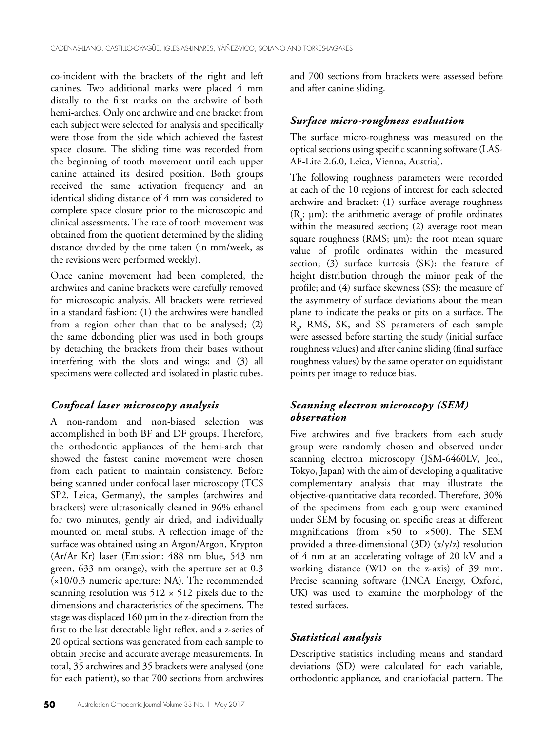co-incident with the brackets of the right and left canines. Two additional marks were placed 4 mm distally to the first marks on the archwire of both hemi-arches. Only one archwire and one bracket from each subject were selected for analysis and specifically were those from the side which achieved the fastest space closure. The sliding time was recorded from the beginning of tooth movement until each upper canine attained its desired position. Both groups received the same activation frequency and an identical sliding distance of 4 mm was considered to complete space closure prior to the microscopic and clinical assessments. The rate of tooth movement was obtained from the quotient determined by the sliding distance divided by the time taken (in mm/week, as the revisions were performed weekly).

Once canine movement had been completed, the archwires and canine brackets were carefully removed for microscopic analysis. All brackets were retrieved in a standard fashion: (1) the archwires were handled from a region other than that to be analysed; (2) the same debonding plier was used in both groups by detaching the brackets from their bases without interfering with the slots and wings; and (3) all specimens were collected and isolated in plastic tubes.

### *Confocal laser microscopy analysis*

A non-random and non-biased selection was accomplished in both BF and DF groups. Therefore, the orthodontic appliances of the hemi-arch that showed the fastest canine movement were chosen from each patient to maintain consistency. Before being scanned under confocal laser microscopy (TCS SP2, Leica, Germany), the samples (archwires and brackets) were ultrasonically cleaned in 96% ethanol for two minutes, gently air dried, and individually mounted on metal stubs. A reflection image of the surface was obtained using an Argon/Argon, Krypton (Ar/Ar Kr) laser (Emission: 488 nm blue, 543 nm green, 633 nm orange), with the aperture set at 0.3 (×10/0.3 numeric aperture: NA). The recommended scanning resolution was 512 × 512 pixels due to the dimensions and characteristics of the specimens. The stage was displaced 160 µm in the z-direction from the first to the last detectable light reflex, and a z-series of 20 optical sections was generated from each sample to obtain precise and accurate average measurements. In total, 35 archwires and 35 brackets were analysed (one for each patient), so that 700 sections from archwires and 700 sections from brackets were assessed before and after canine sliding.

### *Surface micro-roughness evaluation*

The surface micro-roughness was measured on the optical sections using specific scanning software (LAS-AF-Lite 2.6.0, Leica, Vienna, Austria).

The following roughness parameters were recorded at each of the 10 regions of interest for each selected archwire and bracket: (1) surface average roughness ($R_a$; µm): the arithmetic average of profile ordinates within the measured section; (2) average root mean square roughness (RMS; µm): the root mean square value of profile ordinates within the measured section; (3) surface kurtosis (SK): the feature of height distribution through the minor peak of the profile; and (4) surface skewness (SS): the measure of the asymmetry of surface deviations about the mean plane to indicate the peaks or pits on a surface. The $R_a$, RMS, SK, and SS parameters of each sample were assessed before starting the study (initial surface roughness values) and after canine sliding (final surface roughness values) by the same operator on equidistant points per image to reduce bias.

### *Scanning electron microscopy (SEM) observation*

Five archwires and five brackets from each study group were randomly chosen and observed under scanning electron microscopy (JSM-6460LV, Jeol, Tokyo, Japan) with the aim of developing a qualitative complementary analysis that may illustrate the objective-quantitative data recorded. Therefore, 30% of the specimens from each group were examined under SEM by focusing on specific areas at different magnifications (from ×50 to ×500). The SEM provided a three-dimensional (3D) (x/y/z) resolution of 4 nm at an accelerating voltage of 20 kV and a working distance (WD on the z-axis) of 39 mm. Precise scanning software (INCA Energy, Oxford, UK) was used to examine the morphology of the tested surfaces.

### *Statistical analysis*

Descriptive statistics including means and standard deviations (SD) were calculated for each variable, orthodontic appliance, and craniofacial pattern. The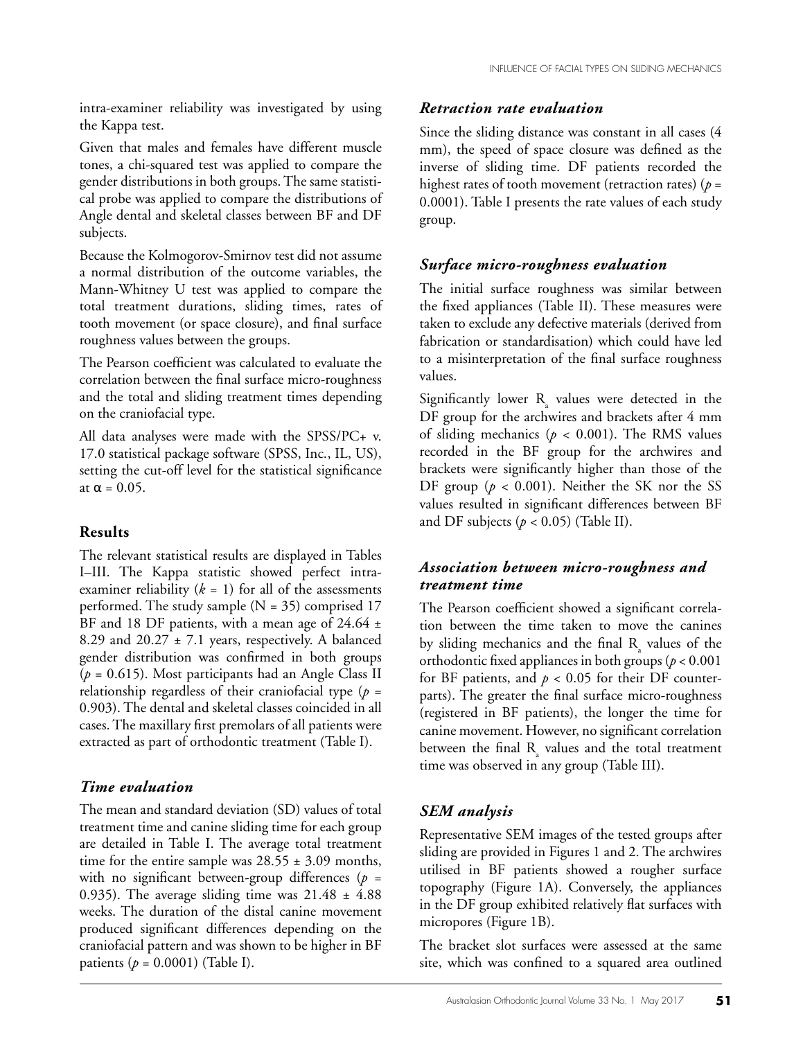intra-examiner reliability was investigated by using the Kappa test.

Given that males and females have different muscle tones, a chi-squared test was applied to compare the gender distributions in both groups. The same statistical probe was applied to compare the distributions of Angle dental and skeletal classes between BF and DF subjects.

Because the Kolmogorov-Smirnov test did not assume a normal distribution of the outcome variables, the Mann-Whitney U test was applied to compare the total treatment durations, sliding times, rates of tooth movement (or space closure), and final surface roughness values between the groups.

The Pearson coefficient was calculated to evaluate the correlation between the final surface micro-roughness and the total and sliding treatment times depending on the craniofacial type.

All data analyses were made with the SPSS/PC+ v. 17.0 statistical package software (SPSS, Inc., IL, US), setting the cut-off level for the statistical significance at $\alpha = 0.05$.

## Results

The relevant statistical results are displayed in Tables I–III. The Kappa statistic showed perfect intra-examiner reliability ($k = 1$) for all of the assessments performed. The study sample (N = 35) comprised 17 BF and 18 DF patients, with a mean age of 24.64 ± 8.29 and 20.27 ± 7.1 years, respectively. A balanced gender distribution was confirmed in both groups ($p = 0.615$). Most participants had an Angle Class II relationship regardless of their craniofacial type ($p = 0.903$). The dental and skeletal classes coincided in all cases. The maxillary first premolars of all patients were extracted as part of orthodontic treatment (Table I).

### *Time evaluation*

The mean and standard deviation (SD) values of total treatment time and canine sliding time for each group are detailed in Table I. The average total treatment time for the entire sample was 28.55 ± 3.09 months, with no significant between-group differences ($p = 0.935$). The average sliding time was 21.48 ± 4.88 weeks. The duration of the distal canine movement produced significant differences depending on the craniofacial pattern and was shown to be higher in BF patients ($p = 0.0001$) (Table I).

### *Retraction rate evaluation*

Since the sliding distance was constant in all cases (4 mm), the speed of space closure was defined as the inverse of sliding time. DF patients recorded the highest rates of tooth movement (retraction rates) ($p = 0.0001$). Table I presents the rate values of each study group.

### *Surface micro-roughness evaluation*

The initial surface roughness was similar between the fixed appliances (Table II). These measures were taken to exclude any defective materials (derived from fabrication or standardisation) which could have led to a misinterpretation of the final surface roughness values.

Significantly lower $R_a$ values were detected in the DF group for the archwires and brackets after 4 mm of sliding mechanics ($p < 0.001$). The RMS values recorded in the BF group for the archwires and brackets were significantly higher than those of the DF group ($p < 0.001$). Neither the SK nor the SS values resulted in significant differences between BF and DF subjects ($p < 0.05$) (Table II).

### *Association between micro-roughness and treatment time*

The Pearson coefficient showed a significant correlation between the time taken to move the canines by sliding mechanics and the final $R_a$ values of the orthodontic fixed appliances in both groups ($p < 0.001$ for BF patients, and $p < 0.05$ for their DF counterparts). The greater the final surface micro-roughness (registered in BF patients), the longer the time for canine movement. However, no significant correlation between the final $R_a$ values and the total treatment time was observed in any group (Table III).

### *SEM analysis*

Representative SEM images of the tested groups after sliding are provided in Figures 1 and 2. The archwires utilised in BF patients showed a rougher surface topography (Figure 1A). Conversely, the appliances in the DF group exhibited relatively flat surfaces with micropores (Figure 1B).

The bracket slot surfaces were assessed at the same site, which was confined to a squared area outlined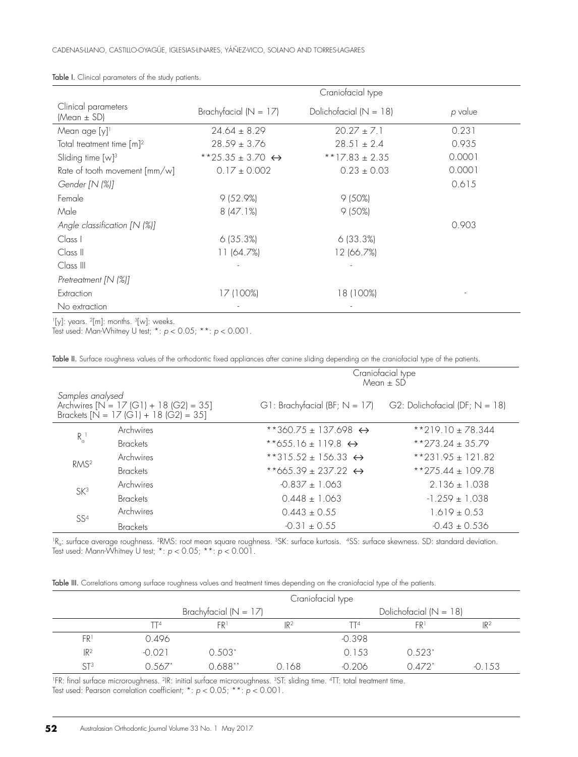**Table I.** Clinical parameters of the study patients.

| Clinical parameters (Mean ± SD) | Craniofacial type | | |
|---|---|---|---|
| | Brachyfacial (N = 17) | Dolichofacial (N = 18) | *p* value |
| Mean age [y][1] | 24.64 ± 8.29 | 20.27 ± 7.1 | 0.231 |
| Total treatment time [m][2] | 28.59 ± 3.76 | 28.51 ± 2.4 | 0.935 |
| Sliding time [w][3] | **25.35 ± 3.70 ↔ | **17.83 ± 2.35 | 0.0001 |
| Rate of tooth movement [mm/w] | 0.17 ± 0.002 | 0.23 ± 0.03 | 0.0001 |
| *Gender [N (%)]* | | | 0.615 |
| Female | 9 (52.9%) | 9 (50%) | |
| Male | 8 (47.1%) | 9 (50%) | |
| *Angle classification [N (%)]* | | | 0.903 |
| Class I | 6 (35.3%) | 6 (33.3%) | |
| Class II | 11 (64.7%) | 12 (66.7%) | |
| Class III | - | - | |
| *Pretreatment [N (%)]* | | | |
| Extraction | 17 (100%) | 18 (100%) | - |
| No extraction | - | - | |

[1][y]: years. [2][m]: months. [3][w]: weeks.
Test used: Man-Whitney U test; *: $p < 0.05$; **: $p < 0.001$.

**Table II.** Surface roughness values of the orthodontic fixed appliances after canine sliding depending on the craniofacial type of the patients.

| *Samples analysed* Archwires [N = 17 (G1) + 18 (G2) = 35] Brackets [N = 17 (G1) + 18 (G2) = 35] | | Craniofacial type Mean ± SD | |
|---|---|---|---|
| | | G1: Brachyfacial (BF; N = 17) | G2: Dolichofacial (DF; N = 18) |
| $R_a$[1] | Archwires | **360.75 ± 137.698 ↔ | **219.10 ± 78.344 |
| | Brackets | **655.16 ± 119.8 ↔ | **273.24 ± 35.79 |
| RMS[2] | Archwires | **315.52 ± 156.33 ↔ | **231.95 ± 121.82 |
| | Brackets | **665.39 ± 237.22 ↔ | **275.44 ± 109.78 |
| SK[3] | Archwires | -0.837 ± 1.063 | 2.136 ± 1.038 |
| | Brackets | 0.448 ± 1.063 | -1.259 ± 1.038 |
| SS[4] | Archwires | 0.443 ± 0.55 | 1.619 ± 0.53 |
| | Brackets | -0.31 ± 0.55 | -0.43 ± 0.536 |

[1]$R_a$: surface average roughness. [2]RMS: root mean square roughness. [3]SK: surface kurtosis. [4]SS: surface skewness. SD: standard deviation.
Test used: Mann-Whitney U test; *: $p < 0.05$; **: $p < 0.001$.

**Table III.** Correlations among surface roughness values and treatment times depending on the craniofacial type of the patients.

| | Craniofacial type | | | | | |
|---|---|---|---|---|---|---|
| | Brachyfacial (N = 17) | | | Dolichofacial (N = 18) | | |
| | TT[4] | FR[1] | IR[2] | TT[4] | FR[1] | IR[2] |
| FR[1] | 0.496 | | | -0.398 | | |
| IR[2] | -0.021 | 0.503* | | 0.153 | 0.523* | |
| ST[3] | 0.567* | 0.688** | 0.168 | -0.206 | 0.472* | -0.153 |

[1]FR: final surface microroughness. [2]IR: initial surface microroughness. [3]ST: sliding time. [4]TT: total treatment time.
Test used: Pearson correlation coefficient; *: $p < 0.05$; **: $p < 0.001$.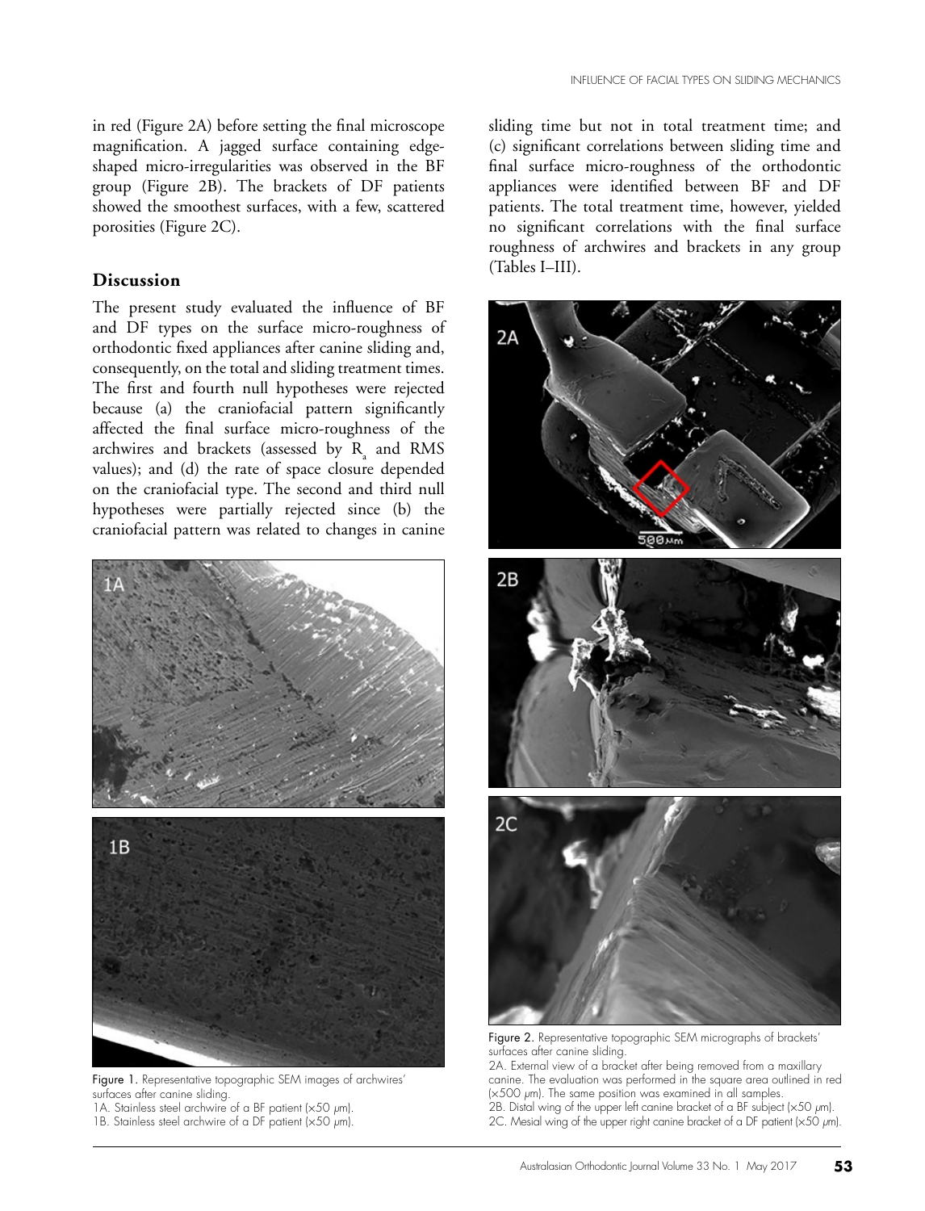in red (Figure 2A) before setting the final microscope magnification. A jagged surface containing edge-shaped micro-irregularities was observed in the BF group (Figure 2B). The brackets of DF patients showed the smoothest surfaces, with a few, scattered porosities (Figure 2C).

## Discussion

The present study evaluated the influence of BF and DF types on the surface micro-roughness of orthodontic fixed appliances after canine sliding and, consequently, on the total and sliding treatment times. The first and fourth null hypotheses were rejected because (a) the craniofacial pattern significantly affected the final surface micro-roughness of the archwires and brackets (assessed by $R_a$ and RMS values); and (d) the rate of space closure depended on the craniofacial type. The second and third null hypotheses were partially rejected since (b) the craniofacial pattern was related to changes in canine sliding time but not in total treatment time; and (c) significant correlations between sliding time and final surface micro-roughness of the orthodontic appliances were identified between BF and DF patients. The total treatment time, however, yielded no significant correlations with the final surface roughness of archwires and brackets in any group (Tables I–III).

Figure 1. Representative topographic SEM images of archwires' surfaces after canine sliding.
1A. Stainless steel archwire of a BF patient (×50 μm).
1B. Stainless steel archwire of a DF patient (×50 μm).

Figure 2. Representative topographic SEM micrographs of brackets' surfaces after canine sliding.
2A. External view of a bracket after being removed from a maxillary canine. The evaluation was performed in the square area outlined in red (×500 μm). The same position was examined in all samples.
2B. Distal wing of the upper left canine bracket of a BF subject (×50 μm).
2C. Mesial wing of the upper right canine bracket of a DF patient (×50 μm).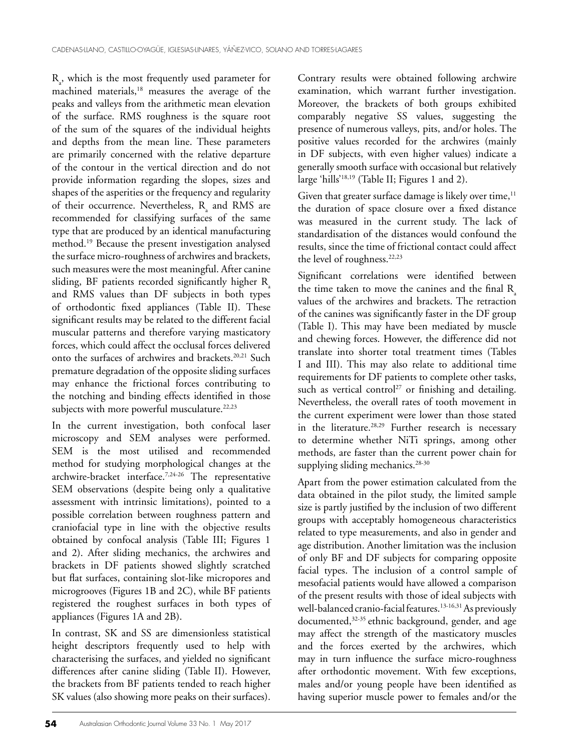$R_a$, which is the most frequently used parameter for machined materials,[18] measures the average of the peaks and valleys from the arithmetic mean elevation of the surface. RMS roughness is the square root of the sum of the squares of the individual heights and depths from the mean line. These parameters are primarily concerned with the relative departure of the contour in the vertical direction and do not provide information regarding the slopes, sizes and shapes of the asperities or the frequency and regularity of their occurrence. Nevertheless, $R_a$ and RMS are recommended for classifying surfaces of the same type that are produced by an identical manufacturing method.[19] Because the present investigation analysed the surface micro-roughness of archwires and brackets, such measures were the most meaningful. After canine sliding, BF patients recorded significantly higher $R_a$ and RMS values than DF subjects in both types of orthodontic fixed appliances (Table II). These significant results may be related to the different facial muscular patterns and therefore varying masticatory forces, which could affect the occlusal forces delivered onto the surfaces of archwires and brackets.[20,21] Such premature degradation of the opposite sliding surfaces may enhance the frictional forces contributing to the notching and binding effects identified in those subjects with more powerful musculature.[22,23]

In the current investigation, both confocal laser microscopy and SEM analyses were performed. SEM is the most utilised and recommended method for studying morphological changes at the archwire-bracket interface.[7,24-26] The representative SEM observations (despite being only a qualitative assessment with intrinsic limitations), pointed to a possible correlation between roughness pattern and craniofacial type in line with the objective results obtained by confocal analysis (Table III; Figures 1 and 2). After sliding mechanics, the archwires and brackets in DF patients showed slightly scratched but flat surfaces, containing slot-like micropores and microgrooves (Figures 1B and 2C), while BF patients registered the roughest surfaces in both types of appliances (Figures 1A and 2B).

In contrast, SK and SS are dimensionless statistical height descriptors frequently used to help with characterising the surfaces, and yielded no significant differences after canine sliding (Table II). However, the brackets from BF patients tended to reach higher SK values (also showing more peaks on their surfaces). Contrary results were obtained following archwire examination, which warrant further investigation. Moreover, the brackets of both groups exhibited comparably negative SS values, suggesting the presence of numerous valleys, pits, and/or holes. The positive values recorded for the archwires (mainly in DF subjects, with even higher values) indicate a generally smooth surface with occasional but relatively large 'hills'[18,19] (Table II; Figures 1 and 2).

Given that greater surface damage is likely over time,[11] the duration of space closure over a fixed distance was measured in the current study. The lack of standardisation of the distances would confound the results, since the time of frictional contact could affect the level of roughness.[22,23]

Significant correlations were identified between the time taken to move the canines and the final $R_a$ values of the archwires and brackets. The retraction of the canines was significantly faster in the DF group (Table I). This may have been mediated by muscle and chewing forces. However, the difference did not translate into shorter total treatment times (Tables I and III). This may also relate to additional time requirements for DF patients to complete other tasks, such as vertical control[27] or finishing and detailing. Nevertheless, the overall rates of tooth movement in the current experiment were lower than those stated in the literature.[28,29] Further research is necessary to determine whether NiTi springs, among other methods, are faster than the current power chain for supplying sliding mechanics.[28-30]

Apart from the power estimation calculated from the data obtained in the pilot study, the limited sample size is partly justified by the inclusion of two different groups with acceptably homogeneous characteristics related to type measurements, and also in gender and age distribution. Another limitation was the inclusion of only BF and DF subjects for comparing opposite facial types. The inclusion of a control sample of mesofacial patients would have allowed a comparison of the present results with those of ideal subjects with well-balanced cranio-facial features.[13-16,31] As previously documented,[32-35] ethnic background, gender, and age may affect the strength of the masticatory muscles and the forces exerted by the archwires, which may in turn influence the surface micro-roughness after orthodontic movement. With few exceptions, males and/or young people have been identified as having superior muscle power to females and/or the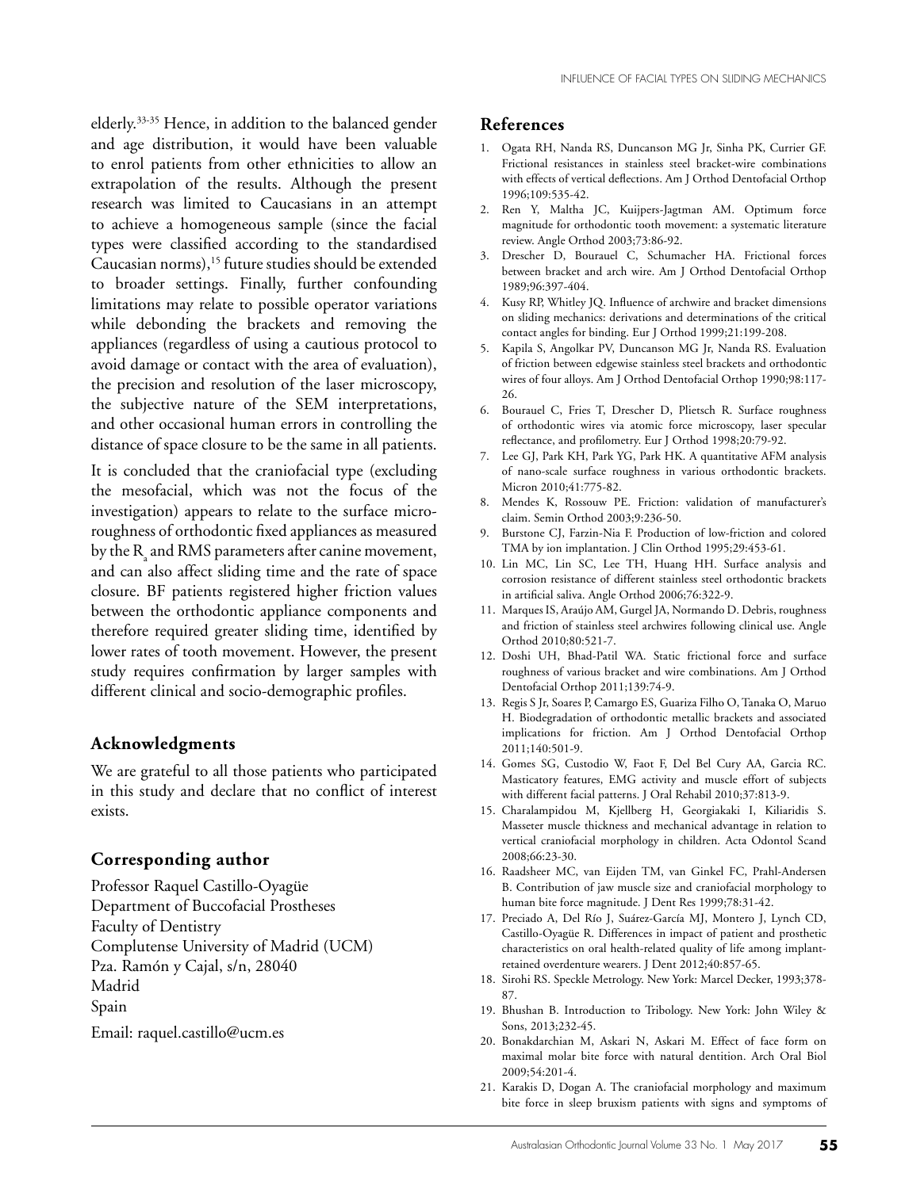elderly.[33-35] Hence, in addition to the balanced gender and age distribution, it would have been valuable to enrol patients from other ethnicities to allow an extrapolation of the results. Although the present research was limited to Caucasians in an attempt to achieve a homogeneous sample (since the facial types were classified according to the standardised Caucasian norms),[15] future studies should be extended to broader settings. Finally, further confounding limitations may relate to possible operator variations while debonding the brackets and removing the appliances (regardless of using a cautious protocol to avoid damage or contact with the area of evaluation), the precision and resolution of the laser microscopy, the subjective nature of the SEM interpretations, and other occasional human errors in controlling the distance of space closure to be the same in all patients.

It is concluded that the craniofacial type (excluding the mesofacial, which was not the focus of the investigation) appears to relate to the surface micro-roughness of orthodontic fixed appliances as measured by the $R_a$ and RMS parameters after canine movement, and can also affect sliding time and the rate of space closure. BF patients registered higher friction values between the orthodontic appliance components and therefore required greater sliding time, identified by lower rates of tooth movement. However, the present study requires confirmation by larger samples with different clinical and socio-demographic profiles.

## Acknowledgments

We are grateful to all those patients who participated in this study and declare that no conflict of interest exists.

## Corresponding author

Professor Raquel Castillo-Oyagüe
Department of Buccofacial Prostheses
Faculty of Dentistry
Complutense University of Madrid (UCM)
Pza. Ramón y Cajal, s/n, 28040
Madrid
Spain
Email: raquel.castillo@ucm.es

## References

1. Ogata RH, Nanda RS, Duncanson MG Jr, Sinha PK, Currier GF. Frictional resistances in stainless steel bracket-wire combinations with effects of vertical deflections. Am J Orthod Dentofacial Orthop 1996;109:535-42.
2. Ren Y, Maltha JC, Kuijpers-Jagtman AM. Optimum force magnitude for orthodontic tooth movement: a systematic literature review. Angle Orthod 2003;73:86-92.
3. Drescher D, Bourauel C, Schumacher HA. Frictional forces between bracket and arch wire. Am J Orthod Dentofacial Orthop 1989;96:397-404.
4. Kusy RP, Whitley JQ. Influence of archwire and bracket dimensions on sliding mechanics: derivations and determinations of the critical contact angles for binding. Eur J Orthod 1999;21:199-208.
5. Kapila S, Angolkar PV, Duncanson MG Jr, Nanda RS. Evaluation of friction between edgewise stainless steel brackets and orthodontic wires of four alloys. Am J Orthod Dentofacial Orthop 1990;98:117-26.
6. Bourauel C, Fries T, Drescher D, Plietsch R. Surface roughness of orthodontic wires via atomic force microscopy, laser specular reflectance, and profilometry. Eur J Orthod 1998;20:79-92.
7. Lee GJ, Park KH, Park YG, Park HK. A quantitative AFM analysis of nano-scale surface roughness in various orthodontic brackets. Micron 2010;41:775-82.
8. Mendes K, Rossouw PE. Friction: validation of manufacturer's claim. Semin Orthod 2003;9:236-50.
9. Burstone CJ, Farzin-Nia F. Production of low-friction and colored TMA by ion implantation. J Clin Orthod 1995;29:453-61.
10. Lin MC, Lin SC, Lee TH, Huang HH. Surface analysis and corrosion resistance of different stainless steel orthodontic brackets in artificial saliva. Angle Orthod 2006;76:322-9.
11. Marques IS, Araújo AM, Gurgel JA, Normando D. Debris, roughness and friction of stainless steel archwires following clinical use. Angle Orthod 2010;80:521-7.
12. Doshi UH, Bhad-Patil WA. Static frictional force and surface roughness of various bracket and wire combinations. Am J Orthod Dentofacial Orthop 2011;139:74-9.
13. Regis S Jr, Soares P, Camargo ES, Guariza Filho O, Tanaka O, Maruo H. Biodegradation of orthodontic metallic brackets and associated implications for friction. Am J Orthod Dentofacial Orthop 2011;140:501-9.
14. Gomes SG, Custodio W, Faot F, Del Bel Cury AA, Garcia RC. Masticatory features, EMG activity and muscle effort of subjects with different facial patterns. J Oral Rehabil 2010;37:813-9.
15. Charalampidou M, Kjellberg H, Georgiakaki I, Kiliaridis S. Masseter muscle thickness and mechanical advantage in relation to vertical craniofacial morphology in children. Acta Odontol Scand 2008;66:23-30.
16. Raadsheer MC, van Eijden TM, van Ginkel FC, Prahl-Andersen B. Contribution of jaw muscle size and craniofacial morphology to human bite force magnitude. J Dent Res 1999;78:31-42.
17. Preciado A, Del Río J, Suárez-García MJ, Montero J, Lynch CD, Castillo-Oyagüe R. Differences in impact of patient and prosthetic characteristics on oral health-related quality of life among implant-retained overdenture wearers. J Dent 2012;40:857-65.
18. Sirohi RS. Speckle Metrology. New York: Marcel Decker, 1993;378-87.
19. Bhushan B. Introduction to Tribology. New York: John Wiley & Sons, 2013;232-45.
20. Bonakdarchian M, Askari N, Askari M. Effect of face form on maximal molar bite force with natural dentition. Arch Oral Biol 2009;54:201-4.
21. Karakis D, Dogan A. The craniofacial morphology and maximum bite force in sleep bruxism patients with signs and symptoms of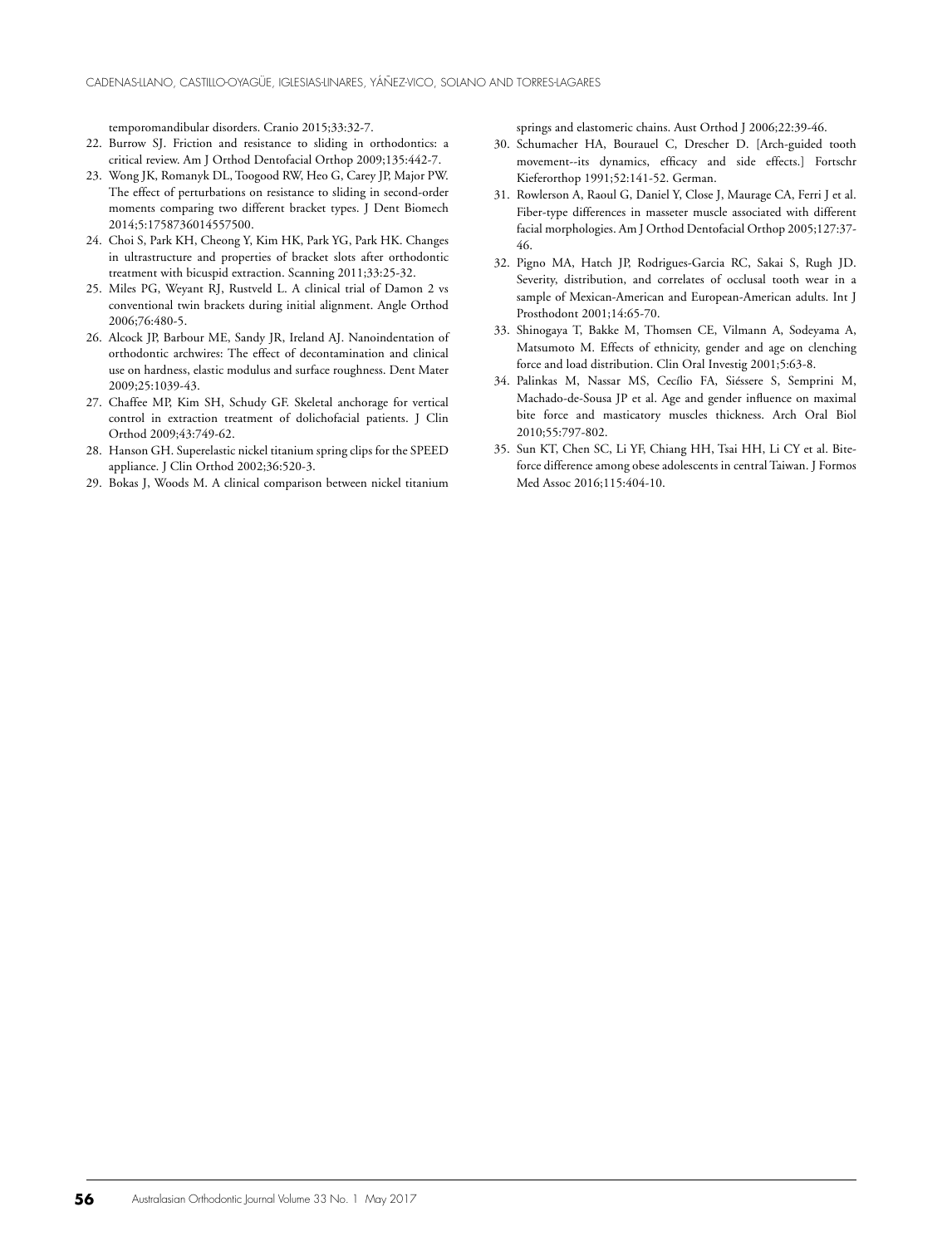temporomandibular disorders. Cranio 2015;33:32-7.

22. Burrow SJ. Friction and resistance to sliding in orthodontics: a critical review. Am J Orthod Dentofacial Orthop 2009;135:442-7.
23. Wong JK, Romanyk DL, Toogood RW, Heo G, Carey JP, Major PW. The effect of perturbations on resistance to sliding in second-order moments comparing two different bracket types. J Dent Biomech 2014;5:1758736014557500.
24. Choi S, Park KH, Cheong Y, Kim HK, Park YG, Park HK. Changes in ultrastructure and properties of bracket slots after orthodontic treatment with bicuspid extraction. Scanning 2011;33:25-32.
25. Miles PG, Weyant RJ, Rustveld L. A clinical trial of Damon 2 vs conventional twin brackets during initial alignment. Angle Orthod 2006;76:480-5.
26. Alcock JP, Barbour ME, Sandy JR, Ireland AJ. Nanoindentation of orthodontic archwires: The effect of decontamination and clinical use on hardness, elastic modulus and surface roughness. Dent Mater 2009;25:1039-43.
27. Chaffee MP, Kim SH, Schudy GF. Skeletal anchorage for vertical control in extraction treatment of dolichofacial patients. J Clin Orthod 2009;43:749-62.
28. Hanson GH. Superelastic nickel titanium spring clips for the SPEED appliance. J Clin Orthod 2002;36:520-3.
29. Bokas J, Woods M. A clinical comparison between nickel titanium springs and elastomeric chains. Aust Orthod J 2006;22:39-46.
30. Schumacher HA, Bourauel C, Drescher D. [Arch-guided tooth movement--its dynamics, efficacy and side effects.] Fortschr Kieferorthop 1991;52:141-52. German.
31. Rowlerson A, Raoul G, Daniel Y, Close J, Maurage CA, Ferri J et al. Fiber-type differences in masseter muscle associated with different facial morphologies. Am J Orthod Dentofacial Orthop 2005;127:37-46.
32. Pigno MA, Hatch JP, Rodrigues-Garcia RC, Sakai S, Rugh JD. Severity, distribution, and correlates of occlusal tooth wear in a sample of Mexican-American and European-American adults. Int J Prosthodont 2001;14:65-70.
33. Shinogaya T, Bakke M, Thomsen CE, Vilmann A, Sodeyama A, Matsumoto M. Effects of ethnicity, gender and age on clenching force and load distribution. Clin Oral Investig 2001;5:63-8.
34. Palinkas M, Nassar MS, Cecílio FA, Siéssere S, Semprini M, Machado-de-Sousa JP et al. Age and gender influence on maximal bite force and masticatory muscles thickness. Arch Oral Biol 2010;55:797-802.
35. Sun KT, Chen SC, Li YF, Chiang HH, Tsai HH, Li CY et al. Bite-force difference among obese adolescents in central Taiwan. J Formos Med Assoc 2016;115:404-10.